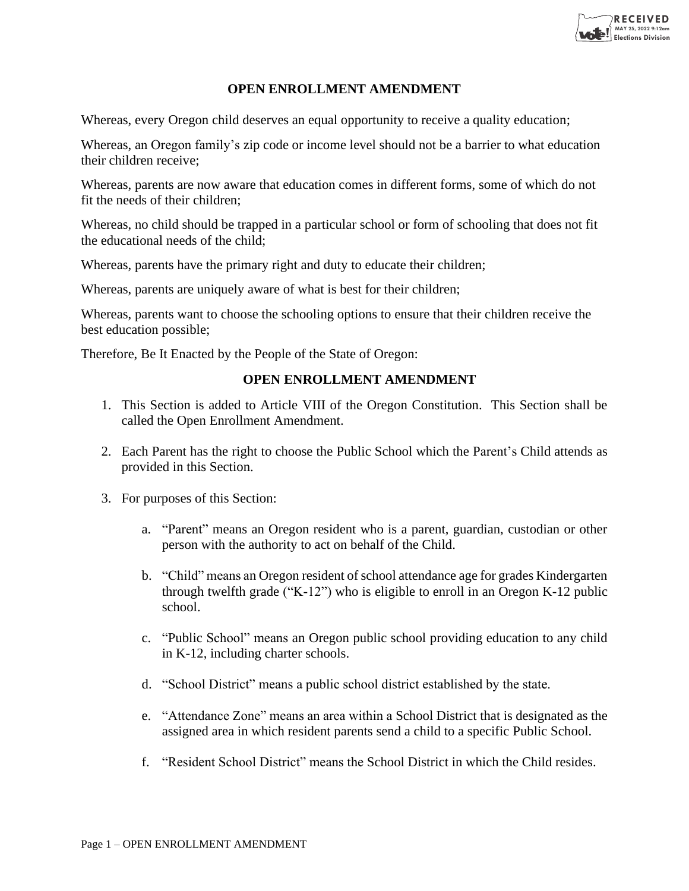## OPEN ENROLLMENT AMENDMENT

Whereas, every Oregon child deserves an equal opportunity to receive a quality education;

Whereas, an Oregon family's zip code or income level should not be a barrier to what education their children receive;

Whereas, parents are now aware that education comes in different forms, some of which do not fit the needs of their children;

Whereas, no child should be trapped in a particular school or form of schooling that does not fit the educational needs of the child;

Whereas, parents have the primary right and duty to educate their children;

Whereas, parents are uniquely aware of what is best for their children;

Whereas, parents want to choose the schooling options to ensure that their children receive the best education possible;

Therefore, Be It Enacted by the People of the State of Oregon:

## OPEN ENROLLMENT AMENDMENT

1. This Section is added to Article VIII of the Oregon Constitution. This Section shall be called the Open Enrollment Amendment.

2. Each Parent has the right to choose the Public School which the Parent's Child attends as provided in this Section.

3. For purposes of this Section:

   a. "Parent" means an Oregon resident who is a parent, guardian, custodian or other person with the authority to act on behalf of the Child.

   b. "Child" means an Oregon resident of school attendance age for grades Kindergarten through twelfth grade ("K-12") who is eligible to enroll in an Oregon K-12 public school.

   c. "Public School" means an Oregon public school providing education to any child in K-12, including charter schools.

   d. "School District" means a public school district established by the state.

   e. "Attendance Zone" means an area within a School District that is designated as the assigned area in which resident parents send a child to a specific Public School.

   f. "Resident School District" means the School District in which the Child resides.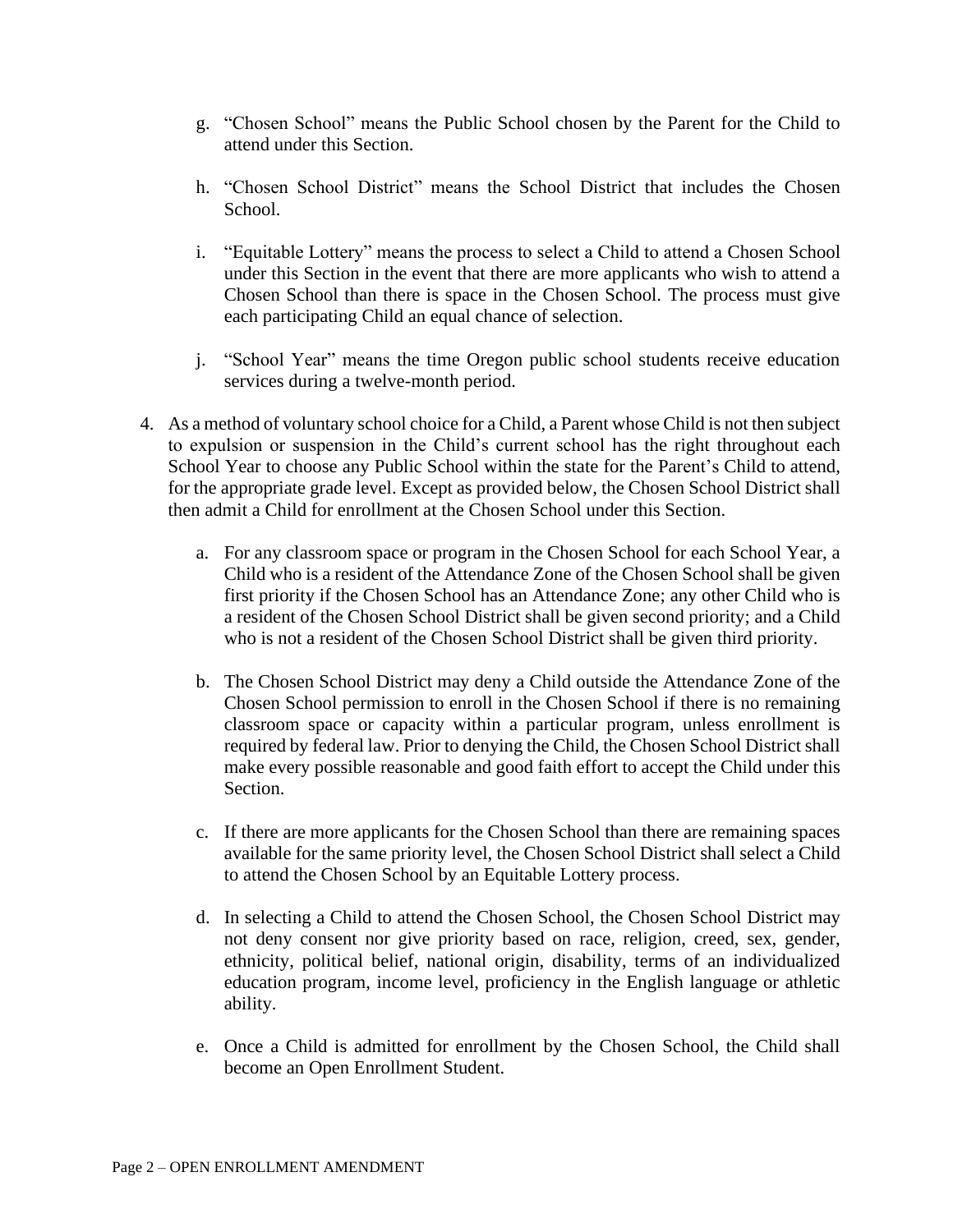g. "Chosen School" means the Public School chosen by the Parent for the Child to attend under this Section.

h. "Chosen School District" means the School District that includes the Chosen School.

i. "Equitable Lottery" means the process to select a Child to attend a Chosen School under this Section in the event that there are more applicants who wish to attend a Chosen School than there is space in the Chosen School. The process must give each participating Child an equal chance of selection.

j. "School Year" means the time Oregon public school students receive education services during a twelve-month period.

4. As a method of voluntary school choice for a Child, a Parent whose Child is not then subject to expulsion or suspension in the Child's current school has the right throughout each School Year to choose any Public School within the state for the Parent's Child to attend, for the appropriate grade level. Except as provided below, the Chosen School District shall then admit a Child for enrollment at the Chosen School under this Section.

   a. For any classroom space or program in the Chosen School for each School Year, a Child who is a resident of the Attendance Zone of the Chosen School shall be given first priority if the Chosen School has an Attendance Zone; any other Child who is a resident of the Chosen School District shall be given second priority; and a Child who is not a resident of the Chosen School District shall be given third priority.

   b. The Chosen School District may deny a Child outside the Attendance Zone of the Chosen School permission to enroll in the Chosen School if there is no remaining classroom space or capacity within a particular program, unless enrollment is required by federal law. Prior to denying the Child, the Chosen School District shall make every possible reasonable and good faith effort to accept the Child under this Section.

   c. If there are more applicants for the Chosen School than there are remaining spaces available for the same priority level, the Chosen School District shall select a Child to attend the Chosen School by an Equitable Lottery process.

   d. In selecting a Child to attend the Chosen School, the Chosen School District may not deny consent nor give priority based on race, religion, creed, sex, gender, ethnicity, political belief, national origin, disability, terms of an individualized education program, income level, proficiency in the English language or athletic ability.

   e. Once a Child is admitted for enrollment by the Chosen School, the Child shall become an Open Enrollment Student.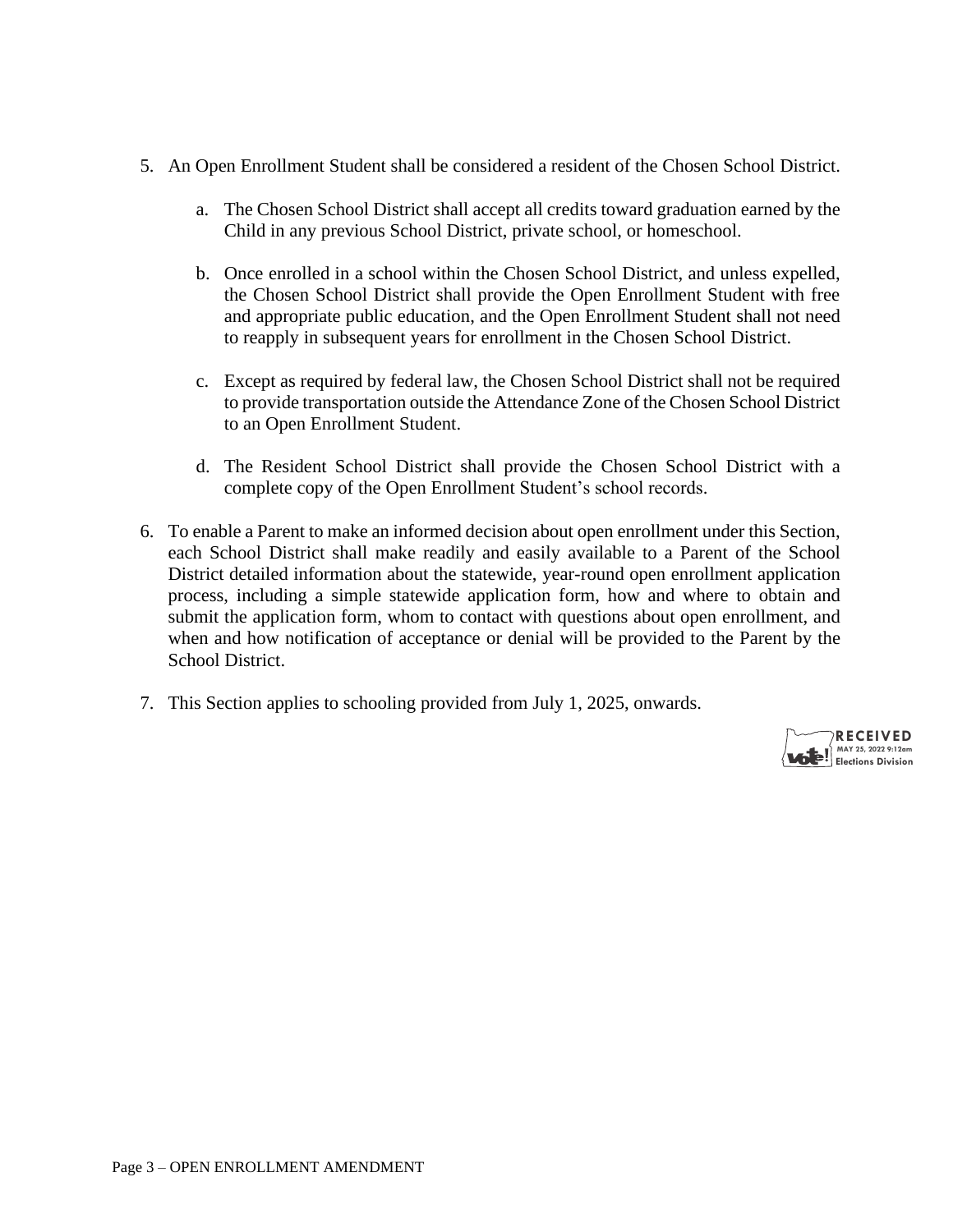5. An Open Enrollment Student shall be considered a resident of the Chosen School District.

   a. The Chosen School District shall accept all credits toward graduation earned by the Child in any previous School District, private school, or homeschool.

   b. Once enrolled in a school within the Chosen School District, and unless expelled, the Chosen School District shall provide the Open Enrollment Student with free and appropriate public education, and the Open Enrollment Student shall not need to reapply in subsequent years for enrollment in the Chosen School District.

   c. Except as required by federal law, the Chosen School District shall not be required to provide transportation outside the Attendance Zone of the Chosen School District to an Open Enrollment Student.

   d. The Resident School District shall provide the Chosen School District with a complete copy of the Open Enrollment Student's school records.

6. To enable a Parent to make an informed decision about open enrollment under this Section, each School District shall make readily and easily available to a Parent of the School District detailed information about the statewide, year-round open enrollment application process, including a simple statewide application form, how and where to obtain and submit the application form, whom to contact with questions about open enrollment, and when and how notification of acceptance or denial will be provided to the Parent by the School District.

7. This Section applies to schooling provided from July 1, 2025, onwards.

RECEIVED
MAY 25, 2022 9:12am
Elections Division